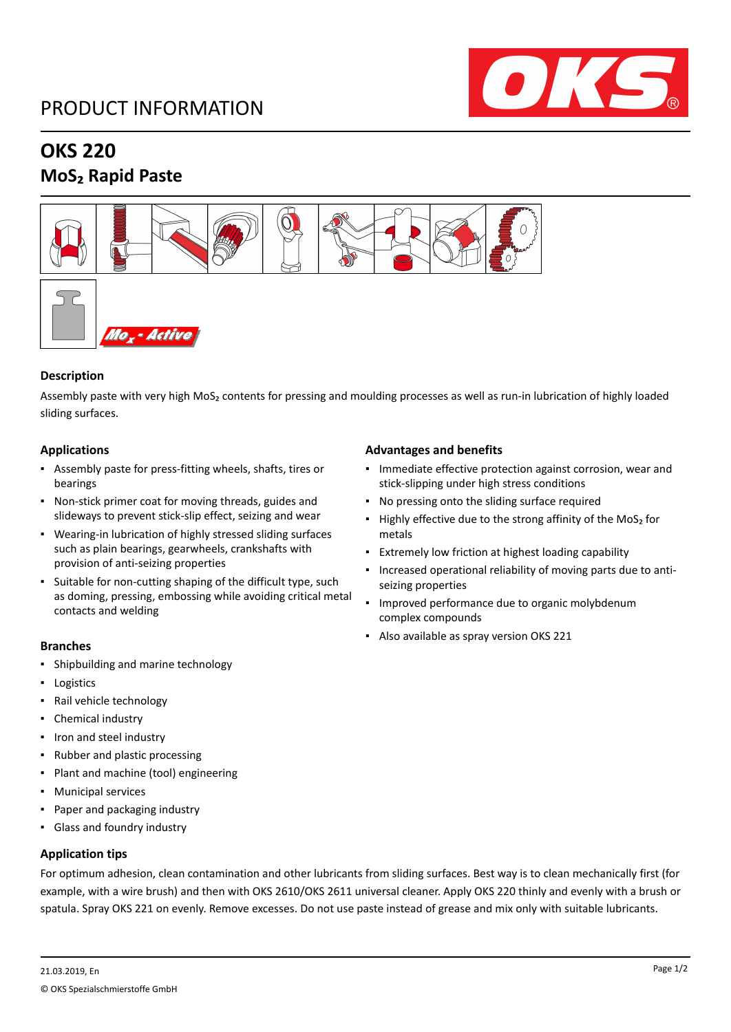# PRODUCT INFORMATION

## OKS 220

## $MoS_2$ Rapid Paste

### Description

Assembly paste with very high $MoS_2$ contents for pressing and moulding processes as well as run-in lubrication of highly loaded sliding surfaces.

### Applications

- Assembly paste for press-fitting wheels, shafts, tires or bearings
- Non-stick primer coat for moving threads, guides and slideways to prevent stick-slip effect, seizing and wear
- Wearing-in lubrication of highly stressed sliding surfaces such as plain bearings, gearwheels, crankshafts with provision of anti-seizing properties
- Suitable for non-cutting shaping of the difficult type, such as doming, pressing, embossing while avoiding critical metal contacts and welding

### Advantages and benefits

- Immediate effective protection against corrosion, wear and stick-slipping under high stress conditions
- No pressing onto the sliding surface required
- Highly effective due to the strong affinity of the $MoS_2$ for metals
- Extremely low friction at highest loading capability
- Increased operational reliability of moving parts due to anti-seizing properties
- Improved performance due to organic molybdenum complex compounds
- Also available as spray version OKS 221

### Branches

- Shipbuilding and marine technology
- Logistics
- Rail vehicle technology
- Chemical industry
- Iron and steel industry
- Rubber and plastic processing
- Plant and machine (tool) engineering
- Municipal services
- Paper and packaging industry
- Glass and foundry industry

### Application tips

For optimum adhesion, clean contamination and other lubricants from sliding surfaces. Best way is to clean mechanically first (for example, with a wire brush) and then with OKS 2610/OKS 2611 universal cleaner. Apply OKS 220 thinly and evenly with a brush or spatula. Spray OKS 221 on evenly. Remove excesses. Do not use paste instead of grease and mix only with suitable lubricants.

21.03.2019, En

© OKS Spezialschmierstoffe GmbH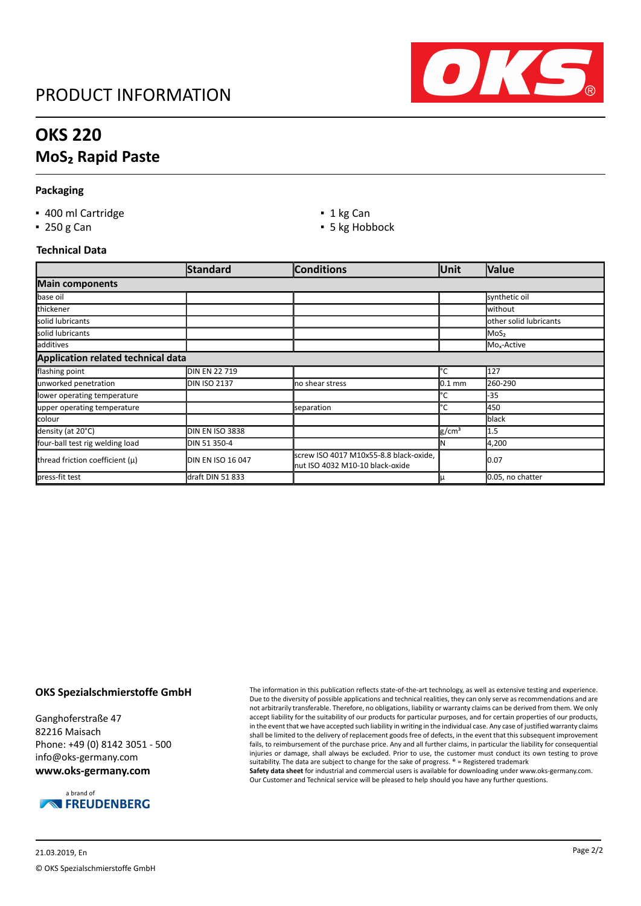# PRODUCT INFORMATION

## OKS 220

## $MoS_2$ Rapid Paste

### Packaging

- 400 ml Cartridge
- 250 g Can
- 1 kg Can
- 5 kg Hobbock

### Technical Data

| | Standard | Conditions | Unit | Value |
|---|---|---|---|---|
| **Main components** | | | | |
| base oil | | | | synthetic oil |
| thickener | | | | without |
| solid lubricants | | | | other solid lubricants |
| solid lubricants | | | | $MoS_2$ |
| additives | | | | $Mo_x$-Active |
| **Application related technical data** | | | | |
| flashing point | DIN EN 22 719 | | °C | 127 |
| unworked penetration | DIN ISO 2137 | no shear stress | 0.1 mm | 260-290 |
| lower operating temperature | | | °C | -35 |
| upper operating temperature | | separation | °C | 450 |
| colour | | | | black |
| density (at 20°C) | DIN EN ISO 3838 | | $g/cm^3$ | 1.5 |
| four-ball test rig welding load | DIN 51 350-4 | | N | 4,200 |
| thread friction coefficient (μ) | DIN EN ISO 16 047 | screw ISO 4017 M10x55-8.8 black-oxide, nut ISO 4032 M10-10 black-oxide | | 0.07 |
| press-fit test | draft DIN 51 833 | | μ | 0.05, no chatter |

**OKS Spezialschmierstoffe GmbH**

Ganghoferstraße 47
82216 Maisach
Phone: +49 (0) 8142 3051 - 500
info@oks-germany.com
**www.oks-germany.com**

a brand of FREUDENBERG

The information in this publication reflects state-of-the-art technology, as well as extensive testing and experience. Due to the diversity of possible applications and technical realities, they can only serve as recommendations and are not arbitrarily transferable. Therefore, no obligations, liability or warranty claims can be derived from them. We only accept liability for the suitability of our products for particular purposes, and for certain properties of our products, in the event that we have accepted such liability in writing in the individual case. Any case of justified warranty claims shall be limited to the delivery of replacement goods free of defects, in the event that this subsequent improvement fails, to reimbursement of the purchase price. Any and all further claims, in particular the liability for consequential injuries or damage, shall always be excluded. Prior to use, the customer must conduct its own testing to prove suitability. The data are subject to change for the sake of progress. ® = Registered trademark
**Safety data sheet** for industrial and commercial users is available for downloading under www.oks-germany.com. Our Customer and Technical service will be pleased to help should you have any further questions.

21.03.2019, En

© OKS Spezialschmierstoffe GmbH